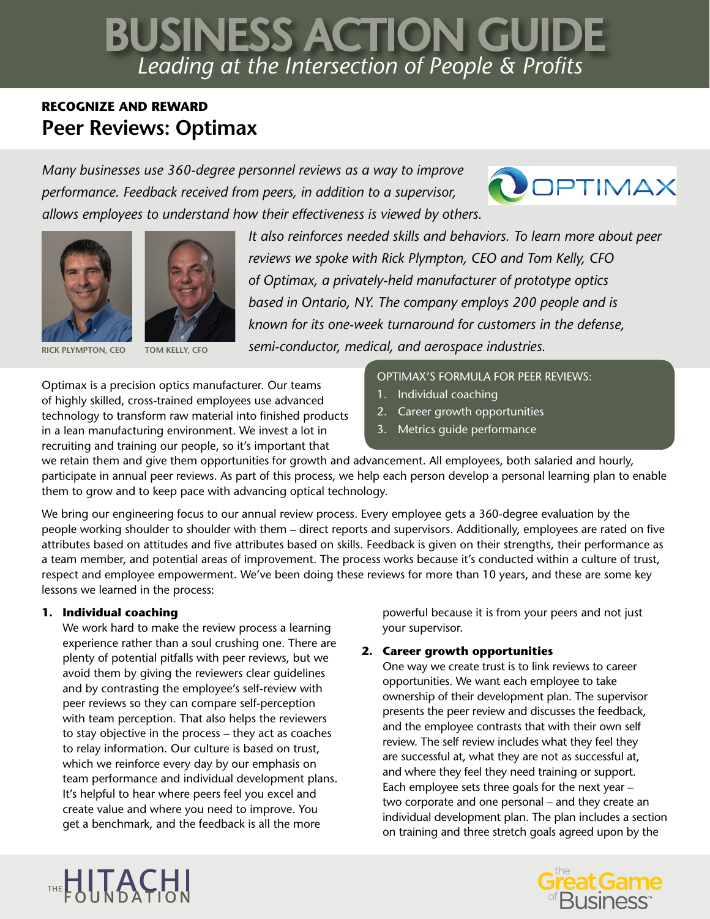# BUSINESS ACTION GUIDE

*Leading at the Intersection of People & Profits*

**RECOGNIZE AND REWARD**

## Peer Reviews: Optimax

*Many businesses use 360-degree personnel reviews as a way to improve performance. Feedback received from peers, in addition to a supervisor, allows employees to understand how their effectiveness is viewed by others. It also reinforces needed skills and behaviors. To learn more about peer reviews we spoke with Rick Plympton, CEO and Tom Kelly, CFO of Optimax, a privately-held manufacturer of prototype optics based in Ontario, NY. The company employs 200 people and is known for its one-week turnaround for customers in the defense, semi-conductor, medical, and aerospace industries.*

RICK PLYMPTON, CEO

TOM KELLY, CFO

Optimax is a precision optics manufacturer. Our teams of highly skilled, cross-trained employees use advanced technology to transform raw material into finished products in a lean manufacturing environment. We invest a lot in recruiting and training our people, so it's important that we retain them and give them opportunities for growth and advancement. All employees, both salaried and hourly, participate in annual peer reviews. As part of this process, we help each person develop a personal learning plan to enable them to grow and to keep pace with advancing optical technology.

OPTIMAX'S FORMULA FOR PEER REVIEWS:

1. Individual coaching
2. Career growth opportunities
3. Metrics guide performance

We bring our engineering focus to our annual review process. Every employee gets a 360-degree evaluation by the people working shoulder to shoulder with them – direct reports and supervisors. Additionally, employees are rated on five attributes based on attitudes and five attributes based on skills. Feedback is given on their strengths, their performance as a team member, and potential areas of improvement. The process works because it's conducted within a culture of trust, respect and employee empowerment. We've been doing these reviews for more than 10 years, and these are some key lessons we learned in the process:

1. **Individual coaching**

   We work hard to make the review process a learning experience rather than a soul crushing one. There are plenty of potential pitfalls with peer reviews, but we avoid them by giving the reviewers clear guidelines and by contrasting the employee's self-review with peer reviews so they can compare self-perception with team perception. That also helps the reviewers to stay objective in the process – they act as coaches to relay information. Our culture is based on trust, which we reinforce every day by our emphasis on team performance and individual development plans. It's helpful to hear where peers feel you excel and create value and where you need to improve. You get a benchmark, and the feedback is all the more powerful because it is from your peers and not just your supervisor.

2. **Career growth opportunities**

   One way we create trust is to link reviews to career opportunities. We want each employee to take ownership of their development plan. The supervisor presents the peer review and discusses the feedback, and the employee contrasts that with their own self review. The self review includes what they feel they are successful at, what they are not as successful at, and where they feel they need training or support. Each employee sets three goals for the next year – two corporate and one personal – and they create an individual development plan. The plan includes a section on training and three stretch goals agreed upon by the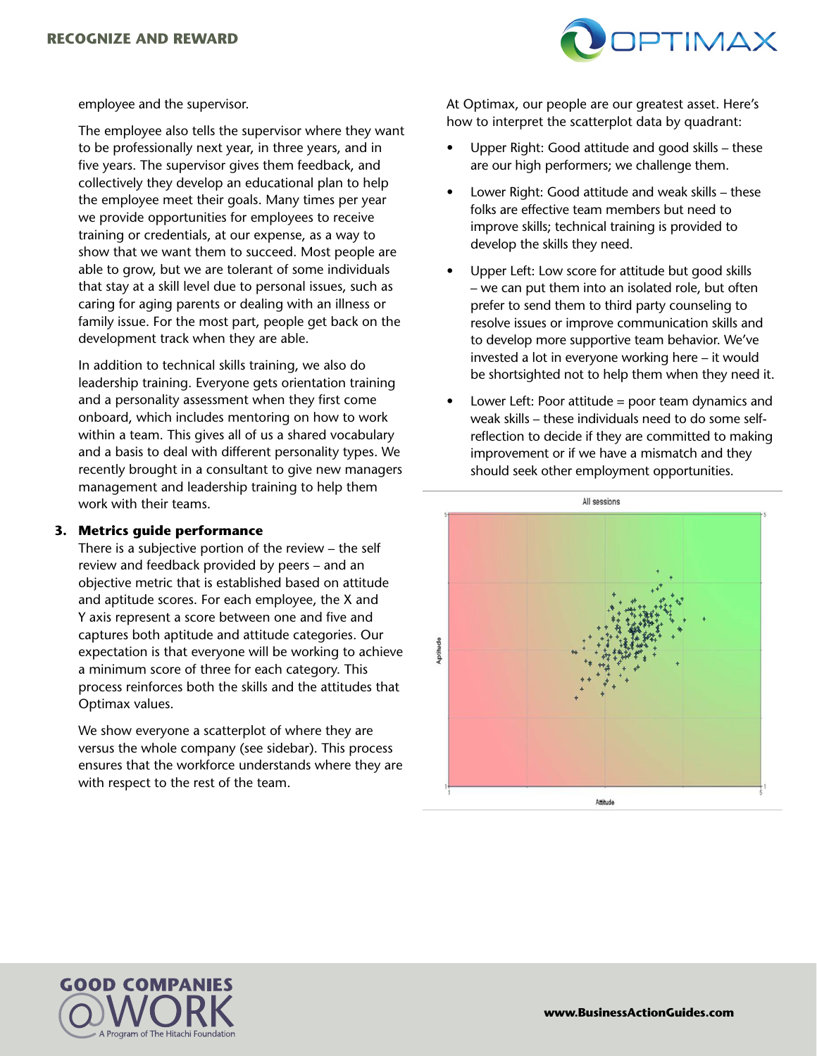employee and the supervisor.

The employee also tells the supervisor where they want to be professionally next year, in three years, and in five years. The supervisor gives them feedback, and collectively they develop an educational plan to help the employee meet their goals. Many times per year we provide opportunities for employees to receive training or credentials, at our expense, as a way to show that we want them to succeed. Most people are able to grow, but we are tolerant of some individuals that stay at a skill level due to personal issues, such as caring for aging parents or dealing with an illness or family issue. For the most part, people get back on the development track when they are able.

In addition to technical skills training, we also do leadership training. Everyone gets orientation training and a personality assessment when they first come onboard, which includes mentoring on how to work within a team. This gives all of us a shared vocabulary and a basis to deal with different personality types. We recently brought in a consultant to give new managers management and leadership training to help them work with their teams.

3. **Metrics guide performance**

There is a subjective portion of the review – the self review and feedback provided by peers – and an objective metric that is established based on attitude and aptitude scores. For each employee, the X and Y axis represent a score between one and five and captures both aptitude and attitude categories. Our expectation is that everyone will be working to achieve a minimum score of three for each category. This process reinforces both the skills and the attitudes that Optimax values.

We show everyone a scatterplot of where they are versus the whole company (see sidebar). This process ensures that the workforce understands where they are with respect to the rest of the team.

At Optimax, our people are our greatest asset. Here's how to interpret the scatterplot data by quadrant:

- Upper Right: Good attitude and good skills – these are our high performers; we challenge them.
- Lower Right: Good attitude and weak skills – these folks are effective team members but need to improve skills; technical training is provided to develop the skills they need.
- Upper Left: Low score for attitude but good skills – we can put them into an isolated role, but often prefer to send them to third party counseling to resolve issues or improve communication skills and to develop more supportive team behavior. We've invested a lot in everyone working here – it would be shortsighted not to help them when they need it.
- Lower Left: Poor attitude = poor team dynamics and weak skills – these individuals need to do some self-reflection to decide if they are committed to making improvement or if we have a mismatch and they should seek other employment opportunities.

All sessions

Aptitude

Attitude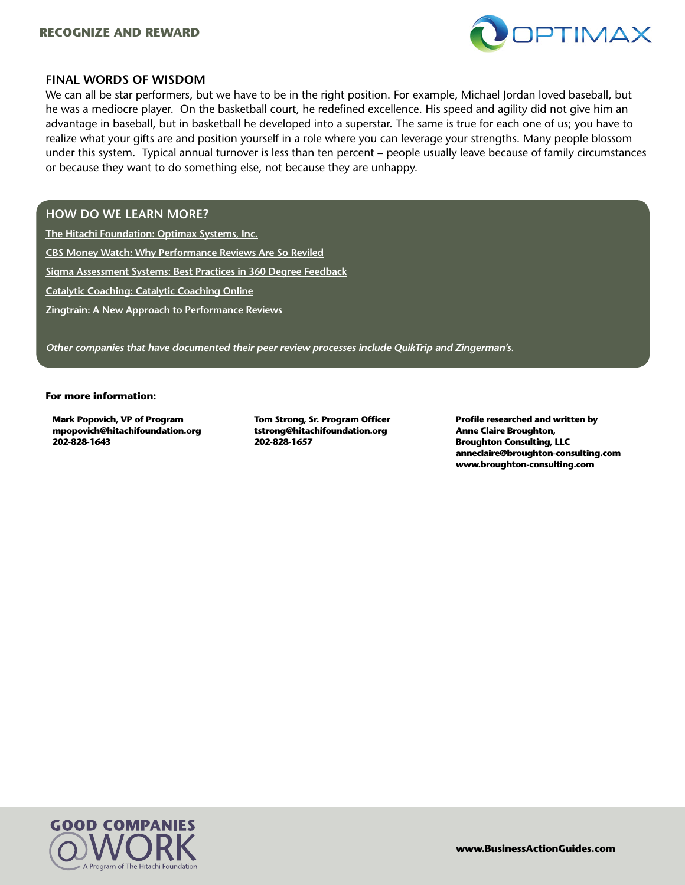## FINAL WORDS OF WISDOM

We can all be star performers, but we have to be in the right position. For example, Michael Jordan loved baseball, but he was a mediocre player. On the basketball court, he redefined excellence. His speed and agility did not give him an advantage in baseball, but in basketball he developed into a superstar. The same is true for each one of us; you have to realize what your gifts are and position yourself in a role where you can leverage your strengths. Many people blossom under this system. Typical annual turnover is less than ten percent – people usually leave because of family circumstances or because they want to do something else, not because they are unhappy.

## HOW DO WE LEARN MORE?

The Hitachi Foundation: Optimax Systems, Inc.

CBS Money Watch: Why Performance Reviews Are So Reviled

Sigma Assessment Systems: Best Practices in 360 Degree Feedback

Catalytic Coaching: Catalytic Coaching Online

Zingtrain: A New Approach to Performance Reviews

*Other companies that have documented their peer review processes include QuikTrip and Zingerman's.*

**For more information:**

**Mark Popovich, VP of Program**
**mpopovich@hitachifoundation.org**
**202-828-1643**

**Tom Strong, Sr. Program Officer**
**tstrong@hitachifoundation.org**
**202-828-1657**

**Profile researched and written by**
**Anne Claire Broughton,**
**Broughton Consulting, LLC**
**anneclaire@broughton-consulting.com**
**www.broughton-consulting.com**

GOOD COMPANIES @WORK
A Program of The Hitachi Foundation

**www.BusinessActionGuides.com**